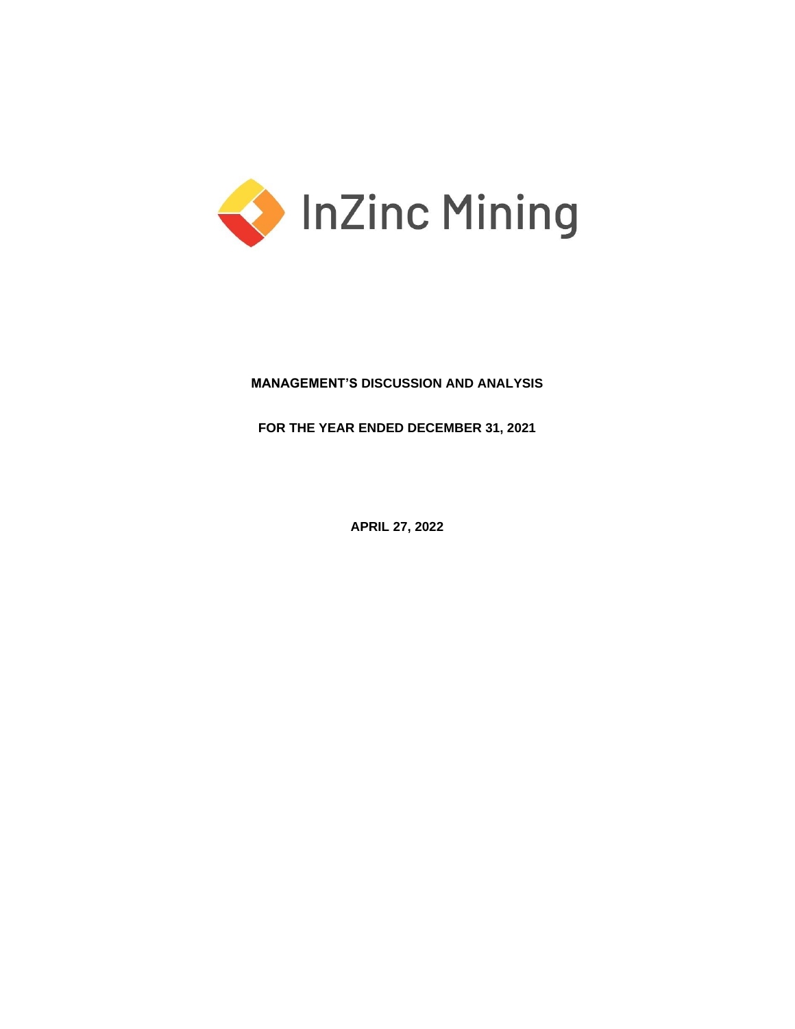InZinc Mining

# MANAGEMENT'S DISCUSSION AND ANALYSIS

## FOR THE YEAR ENDED DECEMBER 31, 2021

**APRIL 27, 2022**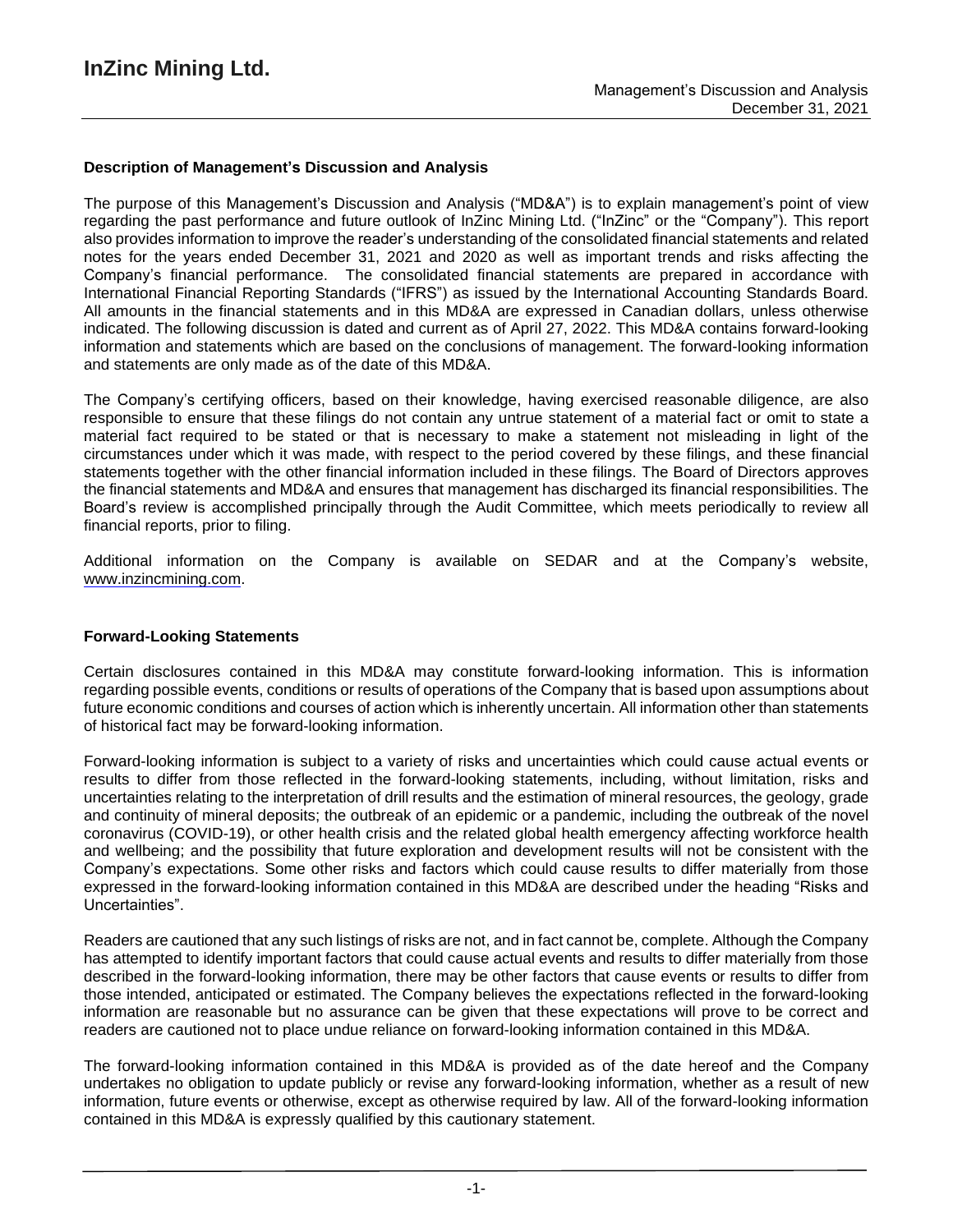## Description of Management's Discussion and Analysis

The purpose of this Management's Discussion and Analysis ("MD&A") is to explain management's point of view regarding the past performance and future outlook of InZinc Mining Ltd. ("InZinc" or the "Company"). This report also provides information to improve the reader's understanding of the consolidated financial statements and related notes for the years ended December 31, 2021 and 2020 as well as important trends and risks affecting the Company's financial performance. The consolidated financial statements are prepared in accordance with International Financial Reporting Standards ("IFRS") as issued by the International Accounting Standards Board. All amounts in the financial statements and in this MD&A are expressed in Canadian dollars, unless otherwise indicated. The following discussion is dated and current as of April 27, 2022. This MD&A contains forward-looking information and statements which are based on the conclusions of management. The forward-looking information and statements are only made as of the date of this MD&A.

The Company's certifying officers, based on their knowledge, having exercised reasonable diligence, are also responsible to ensure that these filings do not contain any untrue statement of a material fact or omit to state a material fact required to be stated or that is necessary to make a statement not misleading in light of the circumstances under which it was made, with respect to the period covered by these filings, and these financial statements together with the other financial information included in these filings. The Board of Directors approves the financial statements and MD&A and ensures that management has discharged its financial responsibilities. The Board's review is accomplished principally through the Audit Committee, which meets periodically to review all financial reports, prior to filing.

Additional information on the Company is available on SEDAR and at the Company's website, www.inzincmining.com.

## Forward-Looking Statements

Certain disclosures contained in this MD&A may constitute forward-looking information. This is information regarding possible events, conditions or results of operations of the Company that is based upon assumptions about future economic conditions and courses of action which is inherently uncertain. All information other than statements of historical fact may be forward-looking information.

Forward-looking information is subject to a variety of risks and uncertainties which could cause actual events or results to differ from those reflected in the forward-looking statements, including, without limitation, risks and uncertainties relating to the interpretation of drill results and the estimation of mineral resources, the geology, grade and continuity of mineral deposits; the outbreak of an epidemic or a pandemic, including the outbreak of the novel coronavirus (COVID-19), or other health crisis and the related global health emergency affecting workforce health and wellbeing; and the possibility that future exploration and development results will not be consistent with the Company's expectations. Some other risks and factors which could cause results to differ materially from those expressed in the forward-looking information contained in this MD&A are described under the heading "Risks and Uncertainties".

Readers are cautioned that any such listings of risks are not, and in fact cannot be, complete. Although the Company has attempted to identify important factors that could cause actual events and results to differ materially from those described in the forward-looking information, there may be other factors that cause events or results to differ from those intended, anticipated or estimated. The Company believes the expectations reflected in the forward-looking information are reasonable but no assurance can be given that these expectations will prove to be correct and readers are cautioned not to place undue reliance on forward-looking information contained in this MD&A.

The forward-looking information contained in this MD&A is provided as of the date hereof and the Company undertakes no obligation to update publicly or revise any forward-looking information, whether as a result of new information, future events or otherwise, except as otherwise required by law. All of the forward-looking information contained in this MD&A is expressly qualified by this cautionary statement.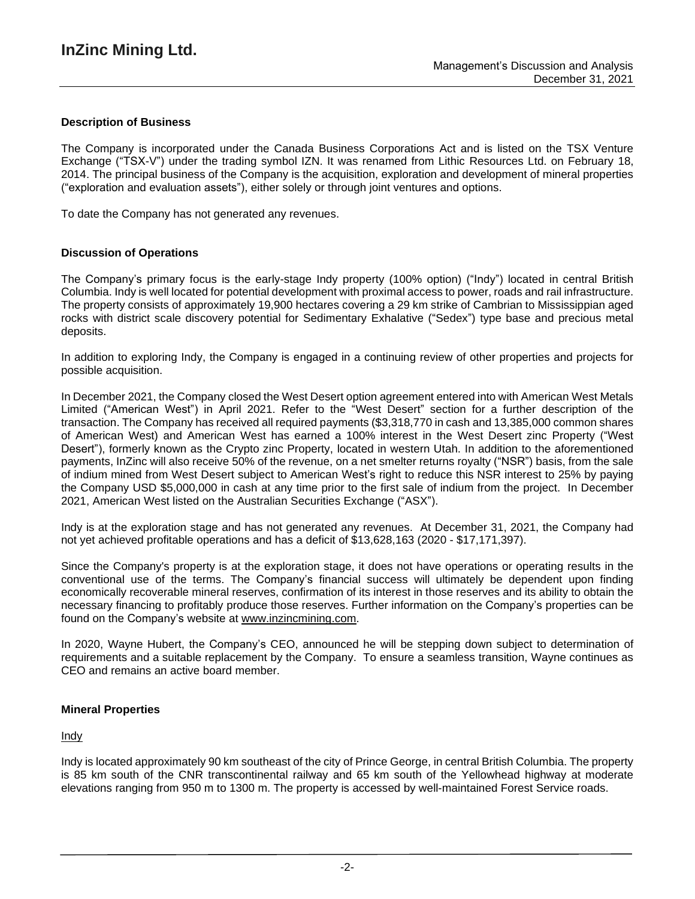## Description of Business

The Company is incorporated under the Canada Business Corporations Act and is listed on the TSX Venture Exchange ("TSX-V") under the trading symbol IZN. It was renamed from Lithic Resources Ltd. on February 18, 2014. The principal business of the Company is the acquisition, exploration and development of mineral properties ("exploration and evaluation assets"), either solely or through joint ventures and options.

To date the Company has not generated any revenues.

## Discussion of Operations

The Company's primary focus is the early-stage Indy property (100% option) ("Indy") located in central British Columbia. Indy is well located for potential development with proximal access to power, roads and rail infrastructure. The property consists of approximately 19,900 hectares covering a 29 km strike of Cambrian to Mississippian aged rocks with district scale discovery potential for Sedimentary Exhalative ("Sedex") type base and precious metal deposits.

In addition to exploring Indy, the Company is engaged in a continuing review of other properties and projects for possible acquisition.

In December 2021, the Company closed the West Desert option agreement entered into with American West Metals Limited ("American West") in April 2021. Refer to the "West Desert" section for a further description of the transaction. The Company has received all required payments ($3,318,770 in cash and 13,385,000 common shares of American West) and American West has earned a 100% interest in the West Desert zinc Property ("West Desert"), formerly known as the Crypto zinc Property, located in western Utah. In addition to the aforementioned payments, InZinc will also receive 50% of the revenue, on a net smelter returns royalty ("NSR") basis, from the sale of indium mined from West Desert subject to American West's right to reduce this NSR interest to 25% by paying the Company USD $5,000,000 in cash at any time prior to the first sale of indium from the project. In December 2021, American West listed on the Australian Securities Exchange ("ASX").

Indy is at the exploration stage and has not generated any revenues. At December 31, 2021, the Company had not yet achieved profitable operations and has a deficit of $13,628,163 (2020 - $17,171,397).

Since the Company's property is at the exploration stage, it does not have operations or operating results in the conventional use of the terms. The Company's financial success will ultimately be dependent upon finding economically recoverable mineral reserves, confirmation of its interest in those reserves and its ability to obtain the necessary financing to profitably produce those reserves. Further information on the Company's properties can be found on the Company's website at www.inzincmining.com.

In 2020, Wayne Hubert, the Company's CEO, announced he will be stepping down subject to determination of requirements and a suitable replacement by the Company. To ensure a seamless transition, Wayne continues as CEO and remains an active board member.

## Mineral Properties

### Indy

Indy is located approximately 90 km southeast of the city of Prince George, in central British Columbia. The property is 85 km south of the CNR transcontinental railway and 65 km south of the Yellowhead highway at moderate elevations ranging from 950 m to 1300 m. The property is accessed by well-maintained Forest Service roads.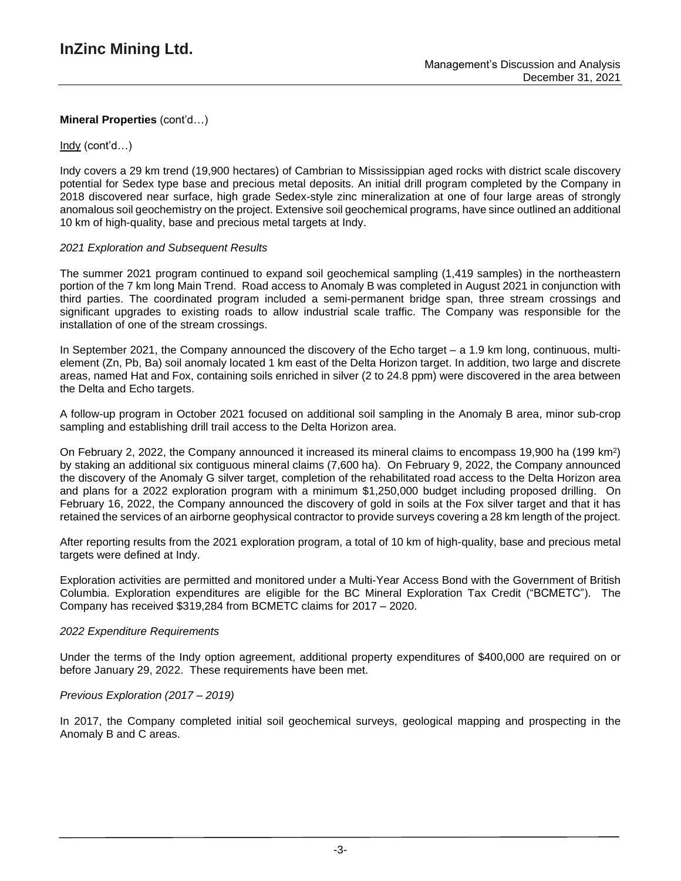**Mineral Properties** (cont'd…)

Indy (cont'd…)

Indy covers a 29 km trend (19,900 hectares) of Cambrian to Mississippian aged rocks with district scale discovery potential for Sedex type base and precious metal deposits. An initial drill program completed by the Company in 2018 discovered near surface, high grade Sedex-style zinc mineralization at one of four large areas of strongly anomalous soil geochemistry on the project. Extensive soil geochemical programs, have since outlined an additional 10 km of high-quality, base and precious metal targets at Indy.

*2021 Exploration and Subsequent Results*

The summer 2021 program continued to expand soil geochemical sampling (1,419 samples) in the northeastern portion of the 7 km long Main Trend. Road access to Anomaly B was completed in August 2021 in conjunction with third parties. The coordinated program included a semi-permanent bridge span, three stream crossings and significant upgrades to existing roads to allow industrial scale traffic. The Company was responsible for the installation of one of the stream crossings.

In September 2021, the Company announced the discovery of the Echo target – a 1.9 km long, continuous, multi-element (Zn, Pb, Ba) soil anomaly located 1 km east of the Delta Horizon target. In addition, two large and discrete areas, named Hat and Fox, containing soils enriched in silver (2 to 24.8 ppm) were discovered in the area between the Delta and Echo targets.

A follow-up program in October 2021 focused on additional soil sampling in the Anomaly B area, minor sub-crop sampling and establishing drill trail access to the Delta Horizon area.

On February 2, 2022, the Company announced it increased its mineral claims to encompass 19,900 ha (199 km$^2$) by staking an additional six contiguous mineral claims (7,600 ha). On February 9, 2022, the Company announced the discovery of the Anomaly G silver target, completion of the rehabilitated road access to the Delta Horizon area and plans for a 2022 exploration program with a minimum $1,250,000 budget including proposed drilling. On February 16, 2022, the Company announced the discovery of gold in soils at the Fox silver target and that it has retained the services of an airborne geophysical contractor to provide surveys covering a 28 km length of the project.

After reporting results from the 2021 exploration program, a total of 10 km of high-quality, base and precious metal targets were defined at Indy.

Exploration activities are permitted and monitored under a Multi-Year Access Bond with the Government of British Columbia. Exploration expenditures are eligible for the BC Mineral Exploration Tax Credit ("BCMETC"). The Company has received $319,284 from BCMETC claims for 2017 – 2020.

*2022 Expenditure Requirements*

Under the terms of the Indy option agreement, additional property expenditures of $400,000 are required on or before January 29, 2022. These requirements have been met.

*Previous Exploration (2017 – 2019)*

In 2017, the Company completed initial soil geochemical surveys, geological mapping and prospecting in the Anomaly B and C areas.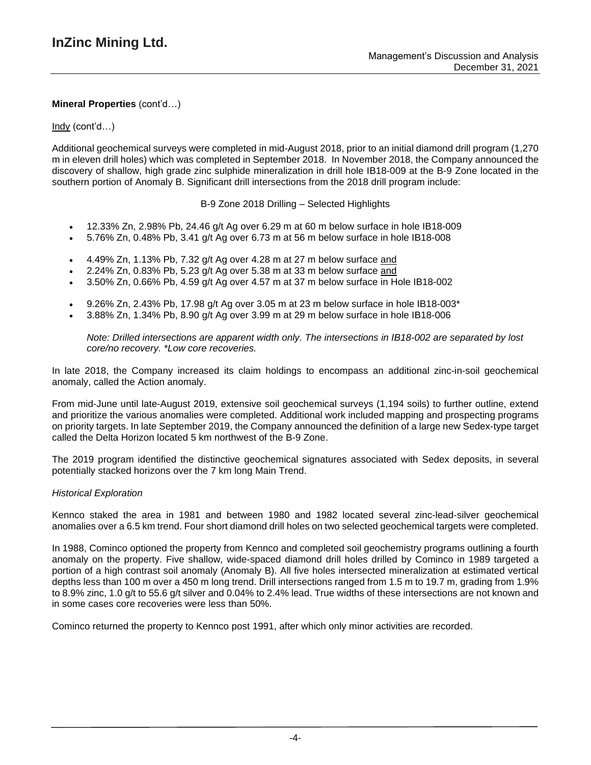**Mineral Properties** (cont'd…)

Indy (cont'd…)

Additional geochemical surveys were completed in mid-August 2018, prior to an initial diamond drill program (1,270 m in eleven drill holes) which was completed in September 2018. In November 2018, the Company announced the discovery of shallow, high grade zinc sulphide mineralization in drill hole IB18-009 at the B-9 Zone located in the southern portion of Anomaly B. Significant drill intersections from the 2018 drill program include:

B-9 Zone 2018 Drilling – Selected Highlights

- 12.33% Zn, 2.98% Pb, 24.46 g/t Ag over 6.29 m at 60 m below surface in hole IB18-009
- 5.76% Zn, 0.48% Pb, 3.41 g/t Ag over 6.73 m at 56 m below surface in hole IB18-008

- 4.49% Zn, 1.13% Pb, 7.32 g/t Ag over 4.28 m at 27 m below surface and
- 2.24% Zn, 0.83% Pb, 5.23 g/t Ag over 5.38 m at 33 m below surface and
- 3.50% Zn, 0.66% Pb, 4.59 g/t Ag over 4.57 m at 37 m below surface in Hole IB18-002

- 9.26% Zn, 2.43% Pb, 17.98 g/t Ag over 3.05 m at 23 m below surface in hole IB18-003*
- 3.88% Zn, 1.34% Pb, 8.90 g/t Ag over 3.99 m at 29 m below surface in hole IB18-006

*Note: Drilled intersections are apparent width only. The intersections in IB18-002 are separated by lost core/no recovery. *Low core recoveries.*

In late 2018, the Company increased its claim holdings to encompass an additional zinc-in-soil geochemical anomaly, called the Action anomaly.

From mid-June until late-August 2019, extensive soil geochemical surveys (1,194 soils) to further outline, extend and prioritize the various anomalies were completed. Additional work included mapping and prospecting programs on priority targets. In late September 2019, the Company announced the definition of a large new Sedex-type target called the Delta Horizon located 5 km northwest of the B-9 Zone.

The 2019 program identified the distinctive geochemical signatures associated with Sedex deposits, in several potentially stacked horizons over the 7 km long Main Trend.

*Historical Exploration*

Kennco staked the area in 1981 and between 1980 and 1982 located several zinc-lead-silver geochemical anomalies over a 6.5 km trend. Four short diamond drill holes on two selected geochemical targets were completed.

In 1988, Cominco optioned the property from Kennco and completed soil geochemistry programs outlining a fourth anomaly on the property. Five shallow, wide-spaced diamond drill holes drilled by Cominco in 1989 targeted a portion of a high contrast soil anomaly (Anomaly B). All five holes intersected mineralization at estimated vertical depths less than 100 m over a 450 m long trend. Drill intersections ranged from 1.5 m to 19.7 m, grading from 1.9% to 8.9% zinc, 1.0 g/t to 55.6 g/t silver and 0.04% to 2.4% lead. True widths of these intersections are not known and in some cases core recoveries were less than 50%.

Cominco returned the property to Kennco post 1991, after which only minor activities are recorded.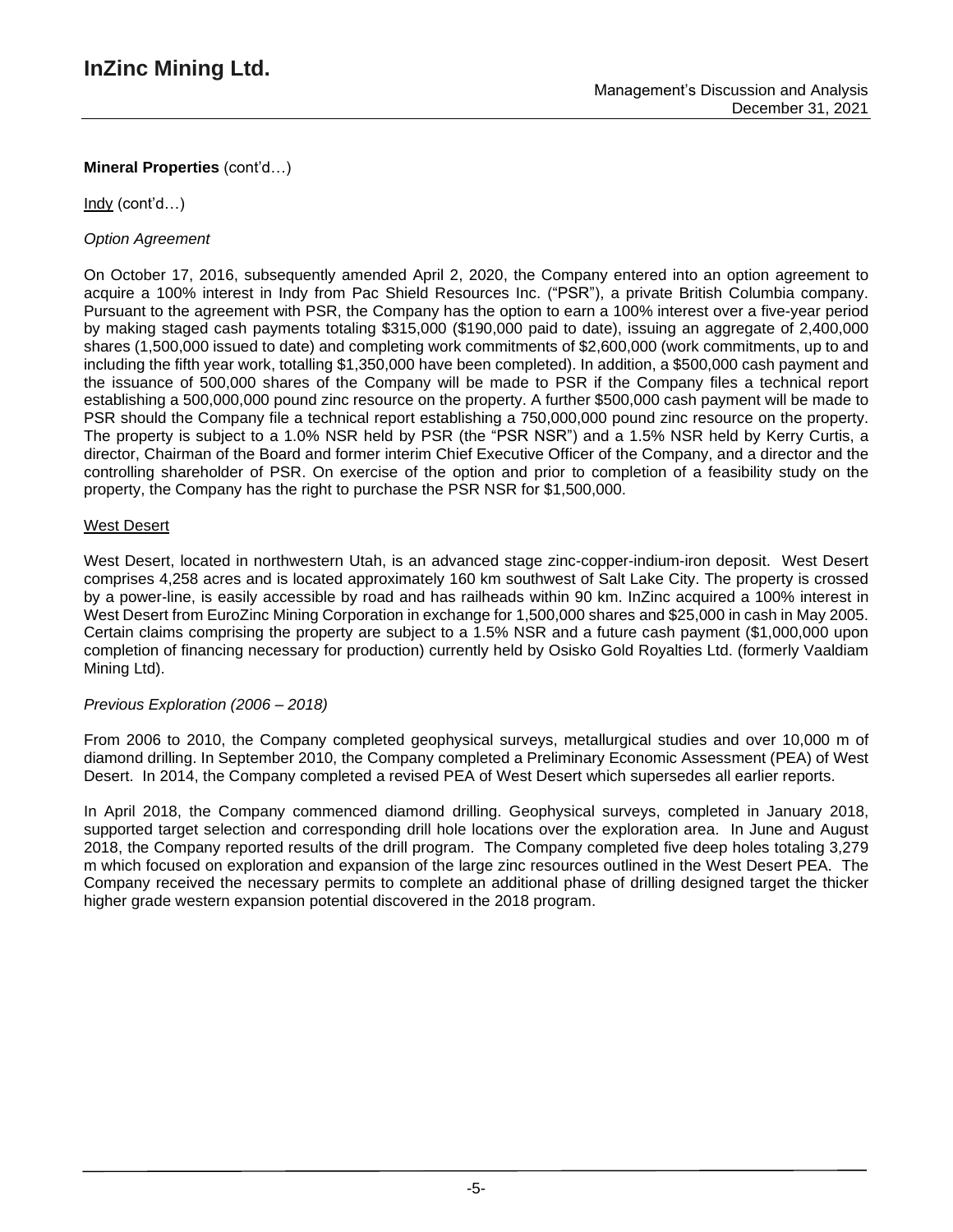**Mineral Properties** (cont'd…)

Indy (cont'd…)

*Option Agreement*

On October 17, 2016, subsequently amended April 2, 2020, the Company entered into an option agreement to acquire a 100% interest in Indy from Pac Shield Resources Inc. ("PSR"), a private British Columbia company. Pursuant to the agreement with PSR, the Company has the option to earn a 100% interest over a five-year period by making staged cash payments totaling $315,000 ($190,000 paid to date), issuing an aggregate of 2,400,000 shares (1,500,000 issued to date) and completing work commitments of $2,600,000 (work commitments, up to and including the fifth year work, totalling $1,350,000 have been completed). In addition, a $500,000 cash payment and the issuance of 500,000 shares of the Company will be made to PSR if the Company files a technical report establishing a 500,000,000 pound zinc resource on the property. A further $500,000 cash payment will be made to PSR should the Company file a technical report establishing a 750,000,000 pound zinc resource on the property. The property is subject to a 1.0% NSR held by PSR (the "PSR NSR") and a 1.5% NSR held by Kerry Curtis, a director, Chairman of the Board and former interim Chief Executive Officer of the Company, and a director and the controlling shareholder of PSR. On exercise of the option and prior to completion of a feasibility study on the property, the Company has the right to purchase the PSR NSR for $1,500,000.

West Desert

West Desert, located in northwestern Utah, is an advanced stage zinc-copper-indium-iron deposit. West Desert comprises 4,258 acres and is located approximately 160 km southwest of Salt Lake City. The property is crossed by a power-line, is easily accessible by road and has railheads within 90 km. InZinc acquired a 100% interest in West Desert from EuroZinc Mining Corporation in exchange for 1,500,000 shares and $25,000 in cash in May 2005. Certain claims comprising the property are subject to a 1.5% NSR and a future cash payment ($1,000,000 upon completion of financing necessary for production) currently held by Osisko Gold Royalties Ltd. (formerly Vaaldiam Mining Ltd).

*Previous Exploration (2006 – 2018)*

From 2006 to 2010, the Company completed geophysical surveys, metallurgical studies and over 10,000 m of diamond drilling. In September 2010, the Company completed a Preliminary Economic Assessment (PEA) of West Desert. In 2014, the Company completed a revised PEA of West Desert which supersedes all earlier reports.

In April 2018, the Company commenced diamond drilling. Geophysical surveys, completed in January 2018, supported target selection and corresponding drill hole locations over the exploration area. In June and August 2018, the Company reported results of the drill program. The Company completed five deep holes totaling 3,279 m which focused on exploration and expansion of the large zinc resources outlined in the West Desert PEA. The Company received the necessary permits to complete an additional phase of drilling designed target the thicker higher grade western expansion potential discovered in the 2018 program.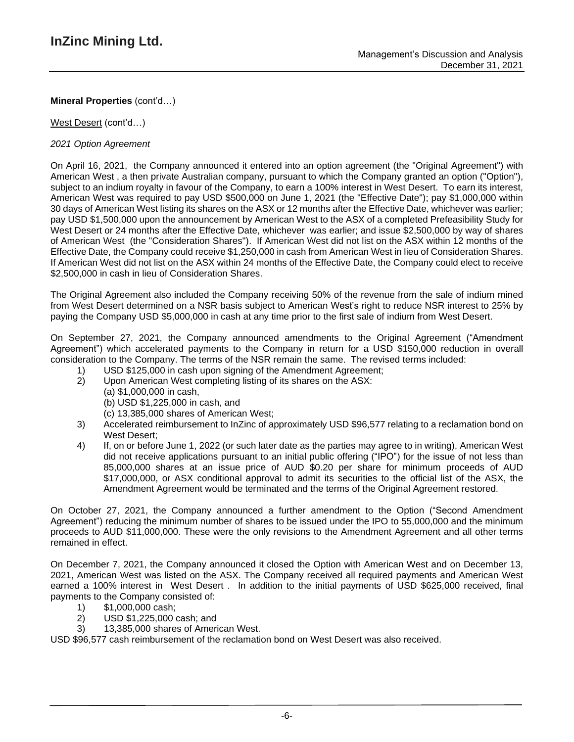**Mineral Properties** (cont'd…)

West Desert (cont'd…)

*2021 Option Agreement*

On April 16, 2021, the Company announced it entered into an option agreement (the "Original Agreement") with American West , a then private Australian company, pursuant to which the Company granted an option ("Option"), subject to an indium royalty in favour of the Company, to earn a 100% interest in West Desert. To earn its interest, American West was required to pay USD $500,000 on June 1, 2021 (the "Effective Date"); pay $1,000,000 within 30 days of American West listing its shares on the ASX or 12 months after the Effective Date, whichever was earlier; pay USD $1,500,000 upon the announcement by American West to the ASX of a completed Prefeasibility Study for West Desert or 24 months after the Effective Date, whichever was earlier; and issue $2,500,000 by way of shares of American West (the "Consideration Shares"). If American West did not list on the ASX within 12 months of the Effective Date, the Company could receive $1,250,000 in cash from American West in lieu of Consideration Shares. If American West did not list on the ASX within 24 months of the Effective Date, the Company could elect to receive $2,500,000 in cash in lieu of Consideration Shares.

The Original Agreement also included the Company receiving 50% of the revenue from the sale of indium mined from West Desert determined on a NSR basis subject to American West's right to reduce NSR interest to 25% by paying the Company USD $5,000,000 in cash at any time prior to the first sale of indium from West Desert.

On September 27, 2021, the Company announced amendments to the Original Agreement ("Amendment Agreement") which accelerated payments to the Company in return for a USD $150,000 reduction in overall consideration to the Company. The terms of the NSR remain the same. The revised terms included:

1) USD $125,000 in cash upon signing of the Amendment Agreement;
2) Upon American West completing listing of its shares on the ASX:
   (a) $1,000,000 in cash,
   (b) USD $1,225,000 in cash, and
   (c) 13,385,000 shares of American West;
3) Accelerated reimbursement to InZinc of approximately USD $96,577 relating to a reclamation bond on West Desert;
4) If, on or before June 1, 2022 (or such later date as the parties may agree to in writing), American West did not receive applications pursuant to an initial public offering ("IPO") for the issue of not less than 85,000,000 shares at an issue price of AUD $0.20 per share for minimum proceeds of AUD $17,000,000, or ASX conditional approval to admit its securities to the official list of the ASX, the Amendment Agreement would be terminated and the terms of the Original Agreement restored.

On October 27, 2021, the Company announced a further amendment to the Option ("Second Amendment Agreement") reducing the minimum number of shares to be issued under the IPO to 55,000,000 and the minimum proceeds to AUD $11,000,000. These were the only revisions to the Amendment Agreement and all other terms remained in effect.

On December 7, 2021, the Company announced it closed the Option with American West and on December 13, 2021, American West was listed on the ASX. The Company received all required payments and American West earned a 100% interest in West Desert . In addition to the initial payments of USD $625,000 received, final payments to the Company consisted of:

1) $1,000,000 cash;
2) USD $1,225,000 cash; and
3) 13,385,000 shares of American West.

USD $96,577 cash reimbursement of the reclamation bond on West Desert was also received.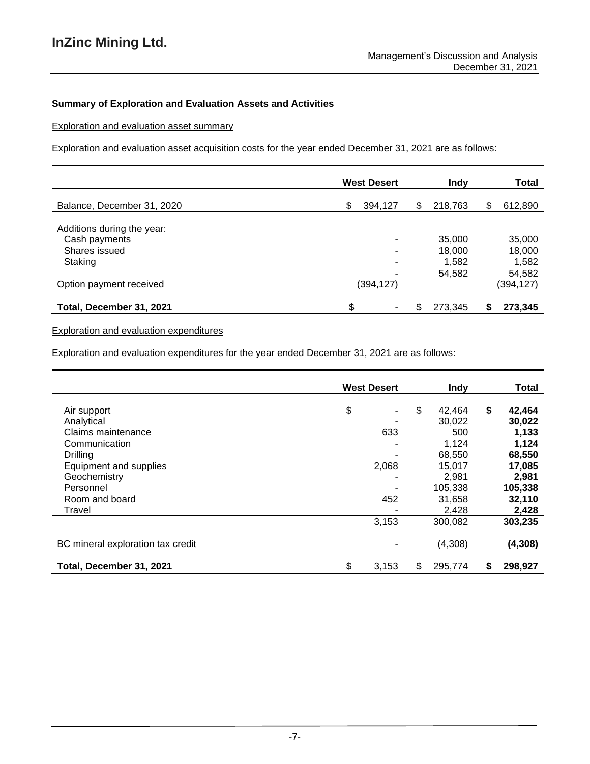**Summary of Exploration and Evaluation Assets and Activities**

Exploration and evaluation asset summary

Exploration and evaluation asset acquisition costs for the year ended December 31, 2021 are as follows:

| | West Desert | Indy | Total |
|---|---|---|---|
| Balance, December 31, 2020 | $ 394,127 | $ 218,763 | $ 612,890 |
| Additions during the year: | | | |
| Cash payments | - | 35,000 | 35,000 |
| Shares issued | - | 18,000 | 18,000 |
| Staking | - | 1,582 | 1,582 |
| | - | 54,582 | 54,582 |
| Option payment received | (394,127) | | (394,127) |
| **Total, December 31, 2021** | $ - | $ 273,345 | **$ 273,345** |

Exploration and evaluation expenditures

Exploration and evaluation expenditures for the year ended December 31, 2021 are as follows:

| | West Desert | Indy | Total |
|---|---|---|---|
| Air support | $ - | $ 42,464 | **$ 42,464** |
| Analytical | - | 30,022 | **30,022** |
| Claims maintenance | 633 | 500 | **1,133** |
| Communication | - | 1,124 | **1,124** |
| Drilling | - | 68,550 | **68,550** |
| Equipment and supplies | 2,068 | 15,017 | **17,085** |
| Geochemistry | - | 2,981 | **2,981** |
| Personnel | - | 105,338 | **105,338** |
| Room and board | 452 | 31,658 | **32,110** |
| Travel | - | 2,428 | **2,428** |
| | 3,153 | 300,082 | **303,235** |
| BC mineral exploration tax credit | - | (4,308) | **(4,308)** |
| **Total, December 31, 2021** | $ 3,153 | $ 295,774 | **$ 298,927** |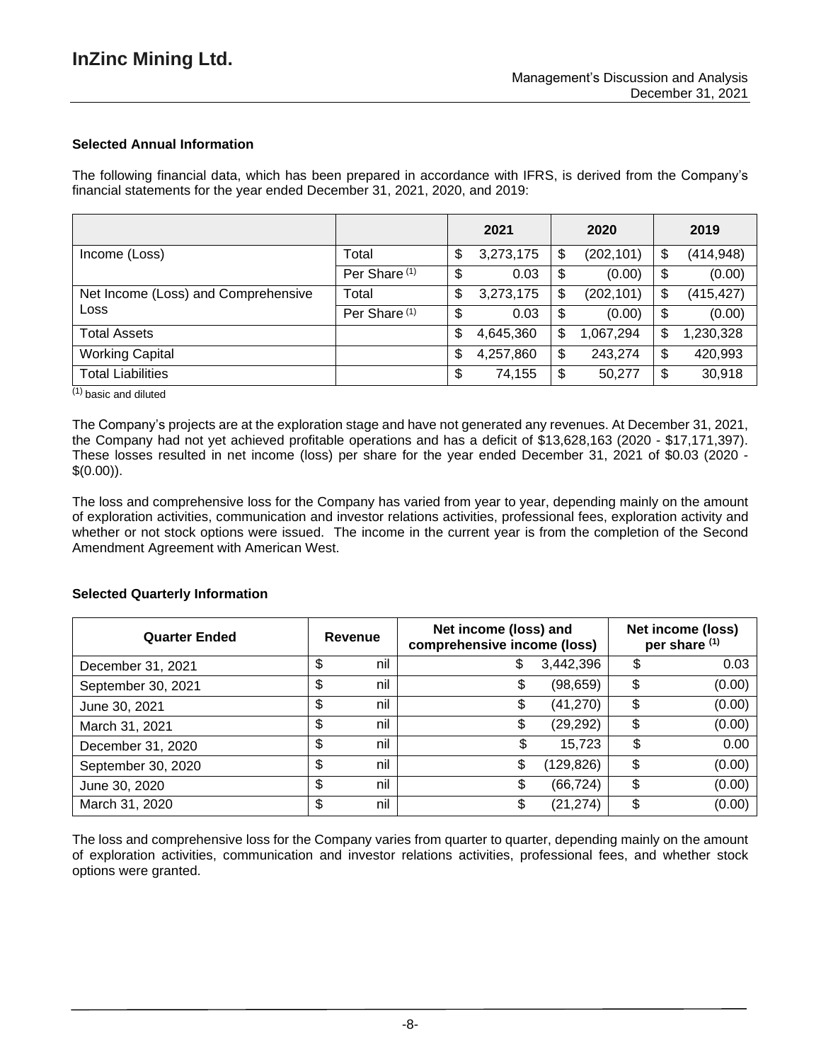### Selected Annual Information

The following financial data, which has been prepared in accordance with IFRS, is derived from the Company's financial statements for the year ended December 31, 2021, 2020, and 2019:

| | | 2021 | 2020 | 2019 |
|---|---|---|---|---|
| Income (Loss) | Total | $ 3,273,175 | $ (202,101) | $ (414,948) |
| | Per Share (1) | $ 0.03 | $ (0.00) | $ (0.00) |
| Net Income (Loss) and Comprehensive Loss | Total | $ 3,273,175 | $ (202,101) | $ (415,427) |
| | Per Share (1) | $ 0.03 | $ (0.00) | $ (0.00) |
| Total Assets | | $ 4,645,360 | $ 1,067,294 | $ 1,230,328 |
| Working Capital | | $ 4,257,860 | $ 243,274 | $ 420,993 |
| Total Liabilities | | $ 74,155 | $ 50,277 | $ 30,918 |

(1) basic and diluted

The Company's projects are at the exploration stage and have not generated any revenues. At December 31, 2021, the Company had not yet achieved profitable operations and has a deficit of $13,628,163 (2020 - $17,171,397). These losses resulted in net income (loss) per share for the year ended December 31, 2021 of $0.03 (2020 - $(0.00)).

The loss and comprehensive loss for the Company has varied from year to year, depending mainly on the amount of exploration activities, communication and investor relations activities, professional fees, exploration activity and whether or not stock options were issued. The income in the current year is from the completion of the Second Amendment Agreement with American West.

### Selected Quarterly Information

| Quarter Ended | Revenue | Net income (loss) and comprehensive income (loss) | Net income (loss) per share (1) |
|---|---|---|---|
| December 31, 2021 | $ nil | $ 3,442,396 | $ 0.03 |
| September 30, 2021 | $ nil | $ (98,659) | $ (0.00) |
| June 30, 2021 | $ nil | $ (41,270) | $ (0.00) |
| March 31, 2021 | $ nil | $ (29,292) | $ (0.00) |
| December 31, 2020 | $ nil | $ 15,723 | $ 0.00 |
| September 30, 2020 | $ nil | $ (129,826) | $ (0.00) |
| June 30, 2020 | $ nil | $ (66,724) | $ (0.00) |
| March 31, 2020 | $ nil | $ (21,274) | $ (0.00) |

The loss and comprehensive loss for the Company varies from quarter to quarter, depending mainly on the amount of exploration activities, communication and investor relations activities, professional fees, and whether stock options were granted.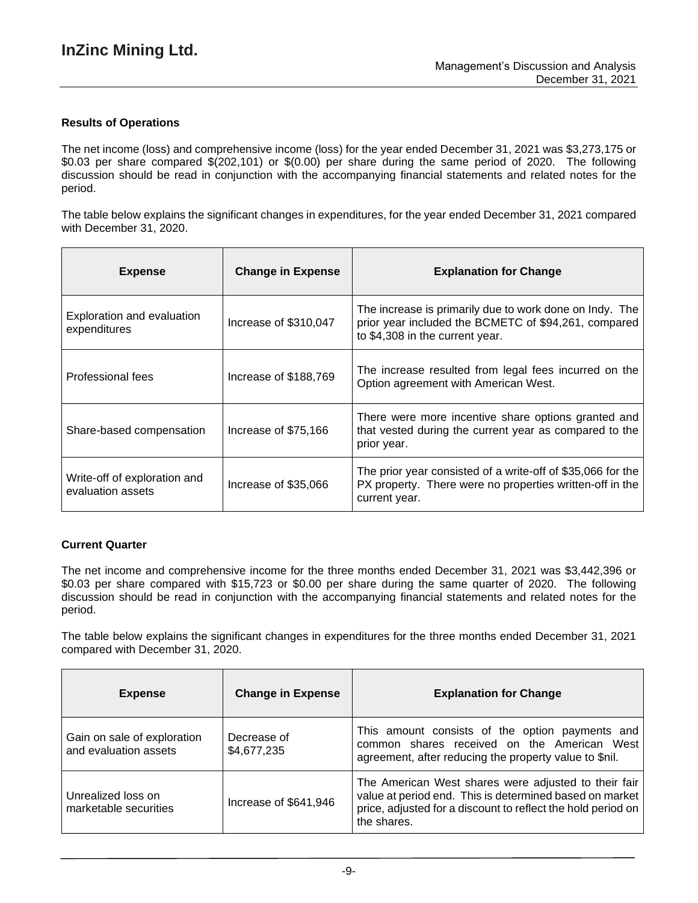### Results of Operations

The net income (loss) and comprehensive income (loss) for the year ended December 31, 2021 was $3,273,175 or $0.03 per share compared $(202,101) or $(0.00) per share during the same period of 2020. The following discussion should be read in conjunction with the accompanying financial statements and related notes for the period.

The table below explains the significant changes in expenditures, for the year ended December 31, 2021 compared with December 31, 2020.

| Expense | Change in Expense | Explanation for Change |
|---|---|---|
| Exploration and evaluation expenditures | Increase of $310,047 | The increase is primarily due to work done on Indy. The prior year included the BCMETC of $94,261, compared to $4,308 in the current year. |
| Professional fees | Increase of $188,769 | The increase resulted from legal fees incurred on the Option agreement with American West. |
| Share-based compensation | Increase of $75,166 | There were more incentive share options granted and that vested during the current year as compared to the prior year. |
| Write-off of exploration and evaluation assets | Increase of $35,066 | The prior year consisted of a write-off of $35,066 for the PX property. There were no properties written-off in the current year. |

### Current Quarter

The net income and comprehensive income for the three months ended December 31, 2021 was $3,442,396 or $0.03 per share compared with $15,723 or $0.00 per share during the same quarter of 2020. The following discussion should be read in conjunction with the accompanying financial statements and related notes for the period.

The table below explains the significant changes in expenditures for the three months ended December 31, 2021 compared with December 31, 2020.

| Expense | Change in Expense | Explanation for Change |
|---|---|---|
| Gain on sale of exploration and evaluation assets | Decrease of $4,677,235 | This amount consists of the option payments and common shares received on the American West agreement, after reducing the property value to $nil. |
| Unrealized loss on marketable securities | Increase of $641,946 | The American West shares were adjusted to their fair value at period end. This is determined based on market price, adjusted for a discount to reflect the hold period on the shares. |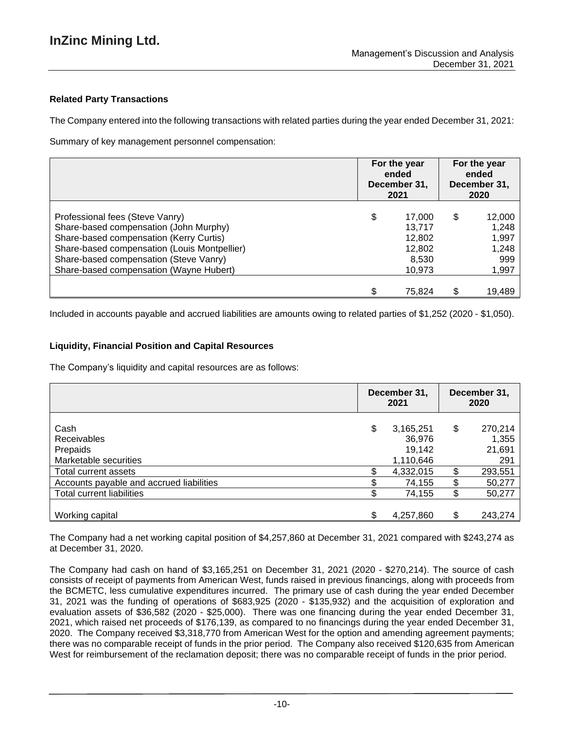#### Related Party Transactions

The Company entered into the following transactions with related parties during the year ended December 31, 2021:

Summary of key management personnel compensation:

| | For the year ended December 31, 2021 | For the year ended December 31, 2020 |
|---|---|---|
| Professional fees (Steve Vanry) | $ 17,000 | $ 12,000 |
| Share-based compensation (John Murphy) | 13,717 | 1,248 |
| Share-based compensation (Kerry Curtis) | 12,802 | 1,997 |
| Share-based compensation (Louis Montpellier) | 12,802 | 1,248 |
| Share-based compensation (Steve Vanry) | 8,530 | 999 |
| Share-based compensation (Wayne Hubert) | 10,973 | 1,997 |
| | $ 75,824 | $ 19,489 |

Included in accounts payable and accrued liabilities are amounts owing to related parties of $1,252 (2020 - $1,050).

#### Liquidity, Financial Position and Capital Resources

The Company's liquidity and capital resources are as follows:

| | December 31, 2021 | December 31, 2020 |
|---|---|---|
| Cash | $ 3,165,251 | $ 270,214 |
| Receivables | 36,976 | 1,355 |
| Prepaids | 19,142 | 21,691 |
| Marketable securities | 1,110,646 | 291 |
| Total current assets | $ 4,332,015 | $ 293,551 |
| Accounts payable and accrued liabilities | $ 74,155 | $ 50,277 |
| Total current liabilities | $ 74,155 | $ 50,277 |
| Working capital | $ 4,257,860 | $ 243,274 |

The Company had a net working capital position of $4,257,860 at December 31, 2021 compared with $243,274 as at December 31, 2020.

The Company had cash on hand of $3,165,251 on December 31, 2021 (2020 - $270,214). The source of cash consists of receipt of payments from American West, funds raised in previous financings, along with proceeds from the BCMETC, less cumulative expenditures incurred. The primary use of cash during the year ended December 31, 2021 was the funding of operations of $683,925 (2020 - $135,932) and the acquisition of exploration and evaluation assets of $36,582 (2020 - $25,000). There was one financing during the year ended December 31, 2021, which raised net proceeds of $176,139, as compared to no financings during the year ended December 31, 2020. The Company received $3,318,770 from American West for the option and amending agreement payments; there was no comparable receipt of funds in the prior period. The Company also received $120,635 from American West for reimbursement of the reclamation deposit; there was no comparable receipt of funds in the prior period.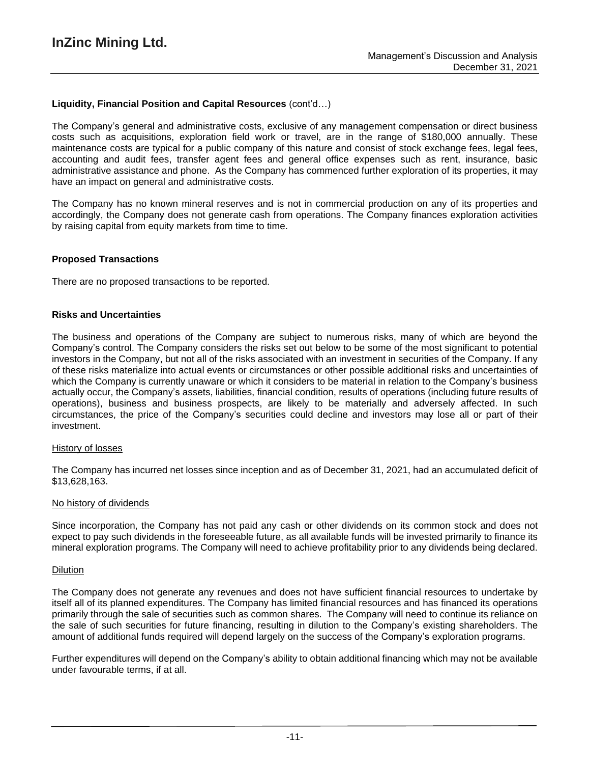**Liquidity, Financial Position and Capital Resources** (cont'd…)

The Company's general and administrative costs, exclusive of any management compensation or direct business costs such as acquisitions, exploration field work or travel, are in the range of $180,000 annually. These maintenance costs are typical for a public company of this nature and consist of stock exchange fees, legal fees, accounting and audit fees, transfer agent fees and general office expenses such as rent, insurance, basic administrative assistance and phone. As the Company has commenced further exploration of its properties, it may have an impact on general and administrative costs.

The Company has no known mineral reserves and is not in commercial production on any of its properties and accordingly, the Company does not generate cash from operations. The Company finances exploration activities by raising capital from equity markets from time to time.

## Proposed Transactions

There are no proposed transactions to be reported.

## Risks and Uncertainties

The business and operations of the Company are subject to numerous risks, many of which are beyond the Company's control. The Company considers the risks set out below to be some of the most significant to potential investors in the Company, but not all of the risks associated with an investment in securities of the Company. If any of these risks materialize into actual events or circumstances or other possible additional risks and uncertainties of which the Company is currently unaware or which it considers to be material in relation to the Company's business actually occur, the Company's assets, liabilities, financial condition, results of operations (including future results of operations), business and business prospects, are likely to be materially and adversely affected. In such circumstances, the price of the Company's securities could decline and investors may lose all or part of their investment.

### History of losses

The Company has incurred net losses since inception and as of December 31, 2021, had an accumulated deficit of $13,628,163.

### No history of dividends

Since incorporation, the Company has not paid any cash or other dividends on its common stock and does not expect to pay such dividends in the foreseeable future, as all available funds will be invested primarily to finance its mineral exploration programs. The Company will need to achieve profitability prior to any dividends being declared.

### Dilution

The Company does not generate any revenues and does not have sufficient financial resources to undertake by itself all of its planned expenditures. The Company has limited financial resources and has financed its operations primarily through the sale of securities such as common shares. The Company will need to continue its reliance on the sale of such securities for future financing, resulting in dilution to the Company's existing shareholders. The amount of additional funds required will depend largely on the success of the Company's exploration programs.

Further expenditures will depend on the Company's ability to obtain additional financing which may not be available under favourable terms, if at all.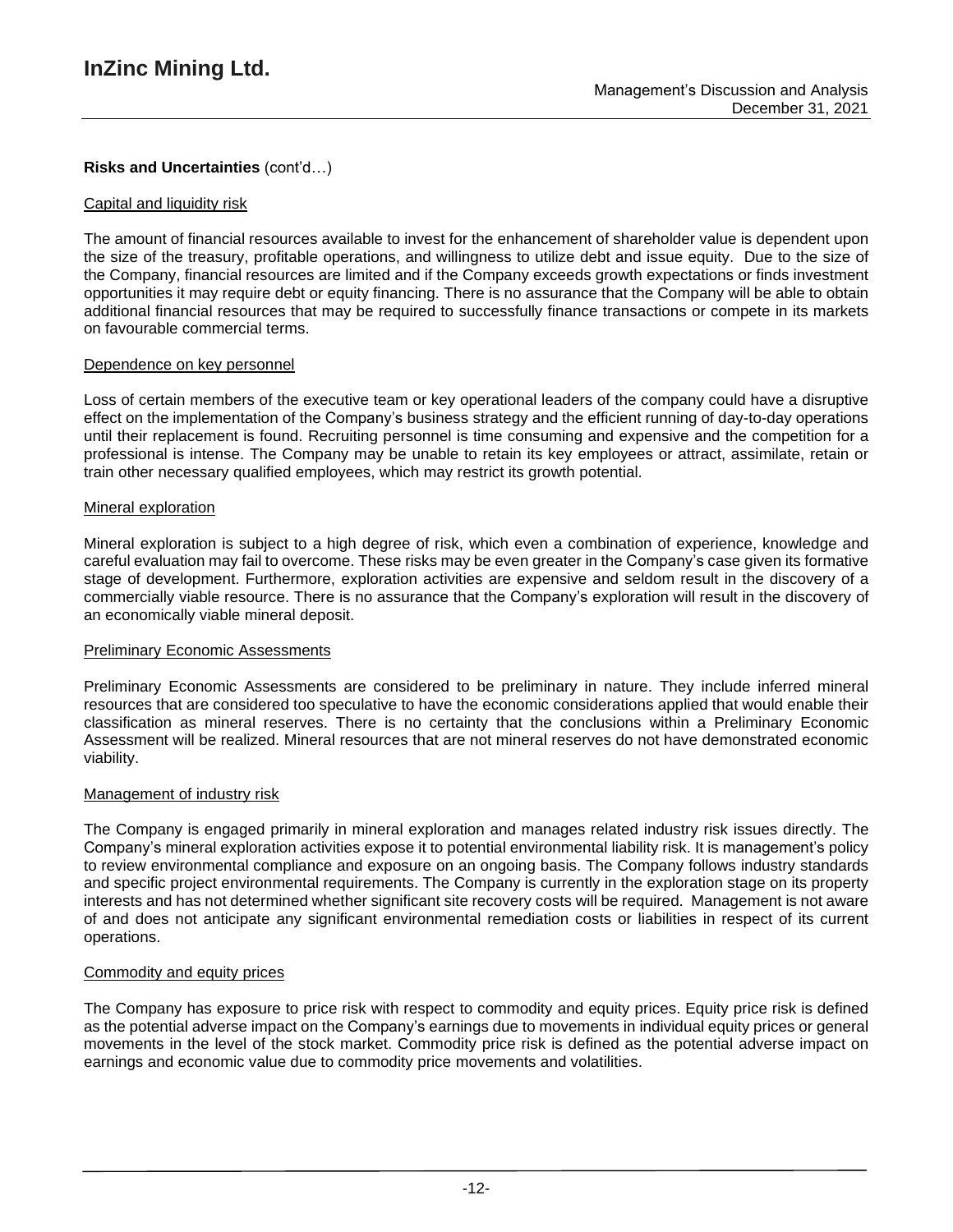**Risks and Uncertainties** (cont'd…)

Capital and liquidity risk

The amount of financial resources available to invest for the enhancement of shareholder value is dependent upon the size of the treasury, profitable operations, and willingness to utilize debt and issue equity. Due to the size of the Company, financial resources are limited and if the Company exceeds growth expectations or finds investment opportunities it may require debt or equity financing. There is no assurance that the Company will be able to obtain additional financial resources that may be required to successfully finance transactions or compete in its markets on favourable commercial terms.

Dependence on key personnel

Loss of certain members of the executive team or key operational leaders of the company could have a disruptive effect on the implementation of the Company's business strategy and the efficient running of day-to-day operations until their replacement is found. Recruiting personnel is time consuming and expensive and the competition for a professional is intense. The Company may be unable to retain its key employees or attract, assimilate, retain or train other necessary qualified employees, which may restrict its growth potential.

Mineral exploration

Mineral exploration is subject to a high degree of risk, which even a combination of experience, knowledge and careful evaluation may fail to overcome. These risks may be even greater in the Company's case given its formative stage of development. Furthermore, exploration activities are expensive and seldom result in the discovery of a commercially viable resource. There is no assurance that the Company's exploration will result in the discovery of an economically viable mineral deposit.

Preliminary Economic Assessments

Preliminary Economic Assessments are considered to be preliminary in nature. They include inferred mineral resources that are considered too speculative to have the economic considerations applied that would enable their classification as mineral reserves. There is no certainty that the conclusions within a Preliminary Economic Assessment will be realized. Mineral resources that are not mineral reserves do not have demonstrated economic viability.

Management of industry risk

The Company is engaged primarily in mineral exploration and manages related industry risk issues directly. The Company's mineral exploration activities expose it to potential environmental liability risk. It is management's policy to review environmental compliance and exposure on an ongoing basis. The Company follows industry standards and specific project environmental requirements. The Company is currently in the exploration stage on its property interests and has not determined whether significant site recovery costs will be required. Management is not aware of and does not anticipate any significant environmental remediation costs or liabilities in respect of its current operations.

Commodity and equity prices

The Company has exposure to price risk with respect to commodity and equity prices. Equity price risk is defined as the potential adverse impact on the Company's earnings due to movements in individual equity prices or general movements in the level of the stock market. Commodity price risk is defined as the potential adverse impact on earnings and economic value due to commodity price movements and volatilities.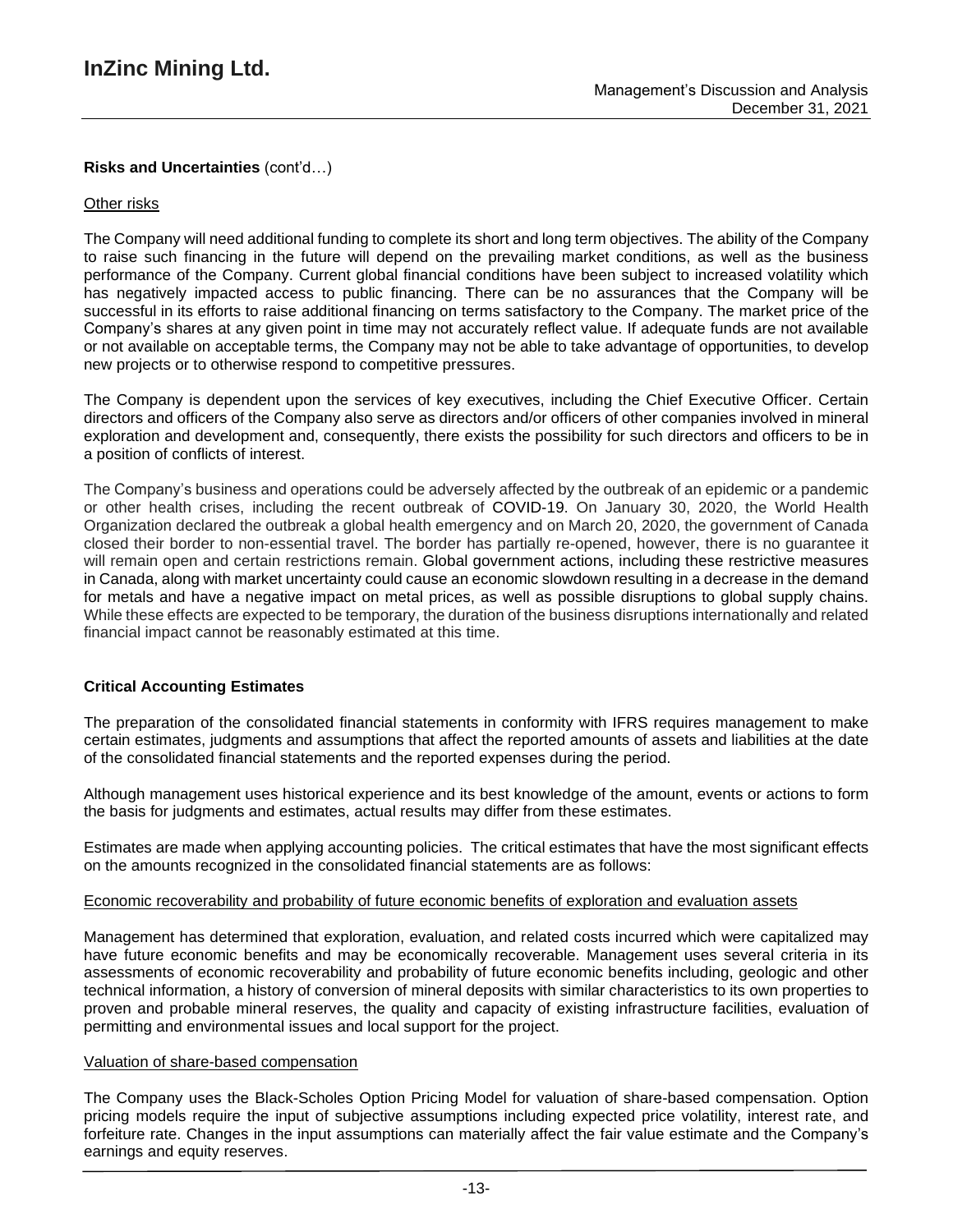**Risks and Uncertainties** (cont'd…)

Other risks

The Company will need additional funding to complete its short and long term objectives. The ability of the Company to raise such financing in the future will depend on the prevailing market conditions, as well as the business performance of the Company. Current global financial conditions have been subject to increased volatility which has negatively impacted access to public financing. There can be no assurances that the Company will be successful in its efforts to raise additional financing on terms satisfactory to the Company. The market price of the Company's shares at any given point in time may not accurately reflect value. If adequate funds are not available or not available on acceptable terms, the Company may not be able to take advantage of opportunities, to develop new projects or to otherwise respond to competitive pressures.

The Company is dependent upon the services of key executives, including the Chief Executive Officer. Certain directors and officers of the Company also serve as directors and/or officers of other companies involved in mineral exploration and development and, consequently, there exists the possibility for such directors and officers to be in a position of conflicts of interest.

The Company's business and operations could be adversely affected by the outbreak of an epidemic or a pandemic or other health crises, including the recent outbreak of COVID-19. On January 30, 2020, the World Health Organization declared the outbreak a global health emergency and on March 20, 2020, the government of Canada closed their border to non-essential travel. The border has partially re-opened, however, there is no guarantee it will remain open and certain restrictions remain. Global government actions, including these restrictive measures in Canada, along with market uncertainty could cause an economic slowdown resulting in a decrease in the demand for metals and have a negative impact on metal prices, as well as possible disruptions to global supply chains. While these effects are expected to be temporary, the duration of the business disruptions internationally and related financial impact cannot be reasonably estimated at this time.

## Critical Accounting Estimates

The preparation of the consolidated financial statements in conformity with IFRS requires management to make certain estimates, judgments and assumptions that affect the reported amounts of assets and liabilities at the date of the consolidated financial statements and the reported expenses during the period.

Although management uses historical experience and its best knowledge of the amount, events or actions to form the basis for judgments and estimates, actual results may differ from these estimates.

Estimates are made when applying accounting policies. The critical estimates that have the most significant effects on the amounts recognized in the consolidated financial statements are as follows:

Economic recoverability and probability of future economic benefits of exploration and evaluation assets

Management has determined that exploration, evaluation, and related costs incurred which were capitalized may have future economic benefits and may be economically recoverable. Management uses several criteria in its assessments of economic recoverability and probability of future economic benefits including, geologic and other technical information, a history of conversion of mineral deposits with similar characteristics to its own properties to proven and probable mineral reserves, the quality and capacity of existing infrastructure facilities, evaluation of permitting and environmental issues and local support for the project.

Valuation of share-based compensation

The Company uses the Black-Scholes Option Pricing Model for valuation of share-based compensation. Option pricing models require the input of subjective assumptions including expected price volatility, interest rate, and forfeiture rate. Changes in the input assumptions can materially affect the fair value estimate and the Company's earnings and equity reserves.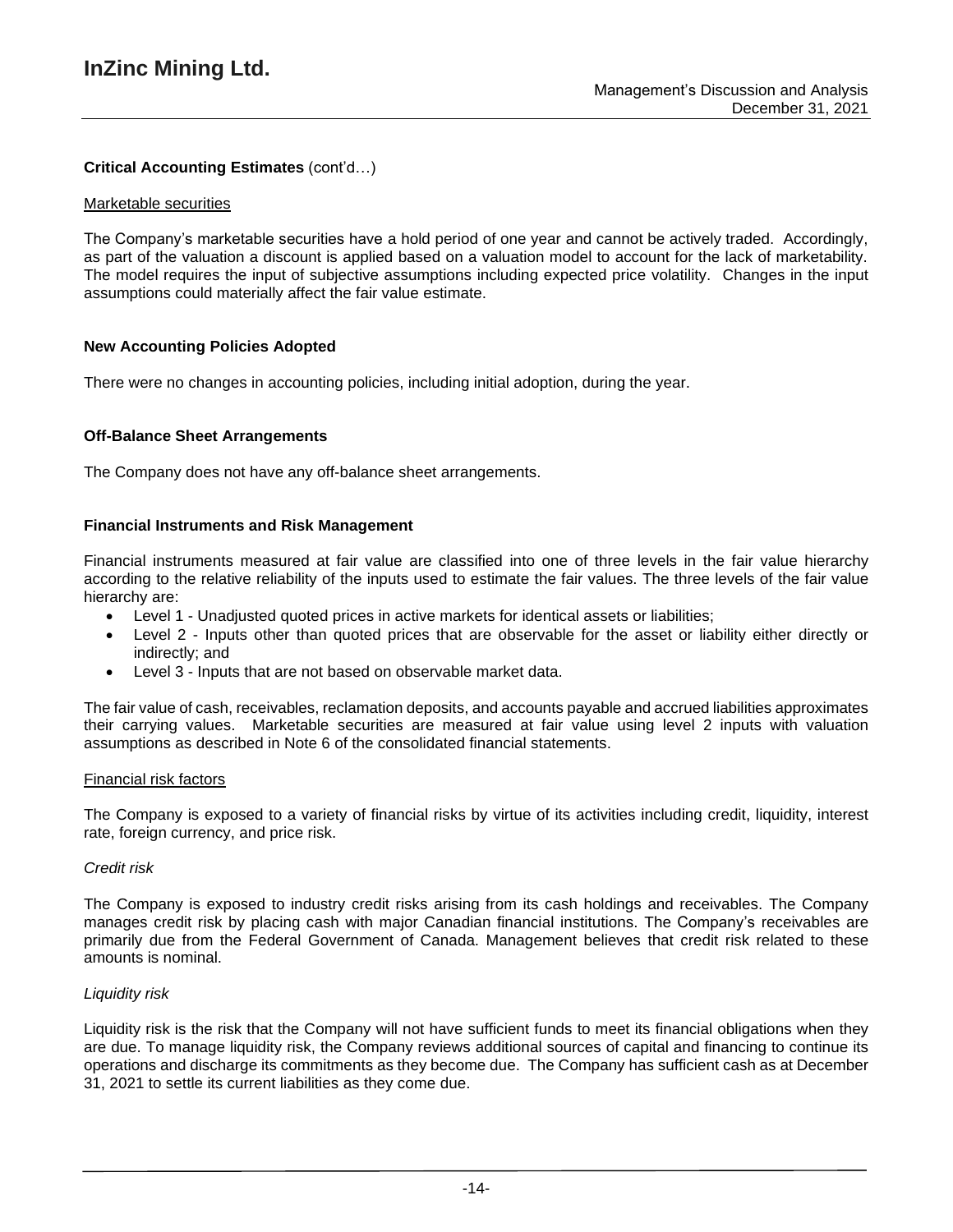**Critical Accounting Estimates** (cont'd…)

Marketable securities

The Company's marketable securities have a hold period of one year and cannot be actively traded. Accordingly, as part of the valuation a discount is applied based on a valuation model to account for the lack of marketability. The model requires the input of subjective assumptions including expected price volatility. Changes in the input assumptions could materially affect the fair value estimate.

**New Accounting Policies Adopted**

There were no changes in accounting policies, including initial adoption, during the year.

**Off-Balance Sheet Arrangements**

The Company does not have any off-balance sheet arrangements.

**Financial Instruments and Risk Management**

Financial instruments measured at fair value are classified into one of three levels in the fair value hierarchy according to the relative reliability of the inputs used to estimate the fair values. The three levels of the fair value hierarchy are:

- Level 1 - Unadjusted quoted prices in active markets for identical assets or liabilities;
- Level 2 - Inputs other than quoted prices that are observable for the asset or liability either directly or indirectly; and
- Level 3 - Inputs that are not based on observable market data.

The fair value of cash, receivables, reclamation deposits, and accounts payable and accrued liabilities approximates their carrying values. Marketable securities are measured at fair value using level 2 inputs with valuation assumptions as described in Note 6 of the consolidated financial statements.

Financial risk factors

The Company is exposed to a variety of financial risks by virtue of its activities including credit, liquidity, interest rate, foreign currency, and price risk.

*Credit risk*

The Company is exposed to industry credit risks arising from its cash holdings and receivables. The Company manages credit risk by placing cash with major Canadian financial institutions. The Company's receivables are primarily due from the Federal Government of Canada. Management believes that credit risk related to these amounts is nominal.

*Liquidity risk*

Liquidity risk is the risk that the Company will not have sufficient funds to meet its financial obligations when they are due. To manage liquidity risk, the Company reviews additional sources of capital and financing to continue its operations and discharge its commitments as they become due. The Company has sufficient cash as at December 31, 2021 to settle its current liabilities as they come due.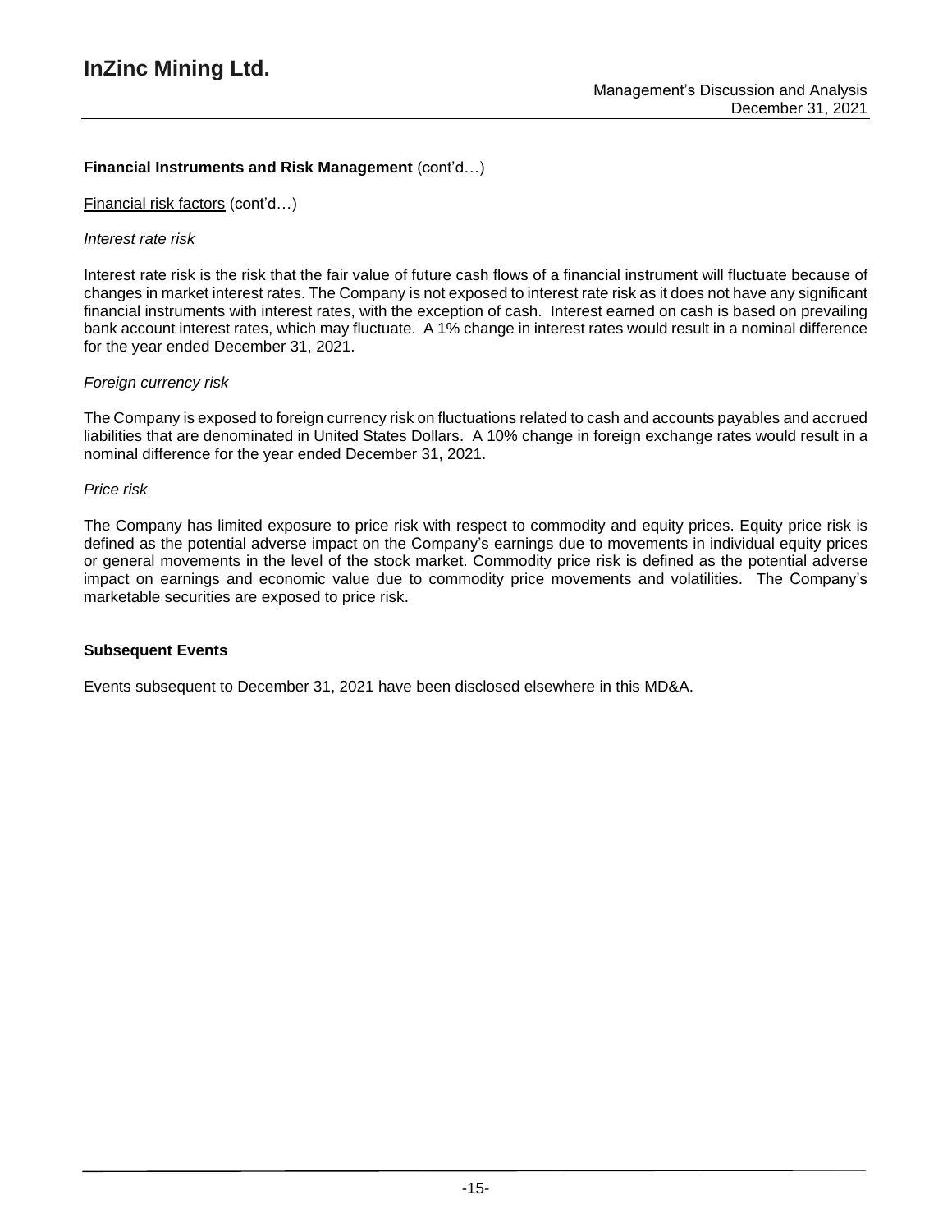**Financial Instruments and Risk Management** (cont'd…)

Financial risk factors (cont'd…)

*Interest rate risk*

Interest rate risk is the risk that the fair value of future cash flows of a financial instrument will fluctuate because of changes in market interest rates. The Company is not exposed to interest rate risk as it does not have any significant financial instruments with interest rates, with the exception of cash. Interest earned on cash is based on prevailing bank account interest rates, which may fluctuate. A 1% change in interest rates would result in a nominal difference for the year ended December 31, 2021.

*Foreign currency risk*

The Company is exposed to foreign currency risk on fluctuations related to cash and accounts payables and accrued liabilities that are denominated in United States Dollars. A 10% change in foreign exchange rates would result in a nominal difference for the year ended December 31, 2021.

*Price risk*

The Company has limited exposure to price risk with respect to commodity and equity prices. Equity price risk is defined as the potential adverse impact on the Company's earnings due to movements in individual equity prices or general movements in the level of the stock market. Commodity price risk is defined as the potential adverse impact on earnings and economic value due to commodity price movements and volatilities. The Company's marketable securities are exposed to price risk.

**Subsequent Events**

Events subsequent to December 31, 2021 have been disclosed elsewhere in this MD&A.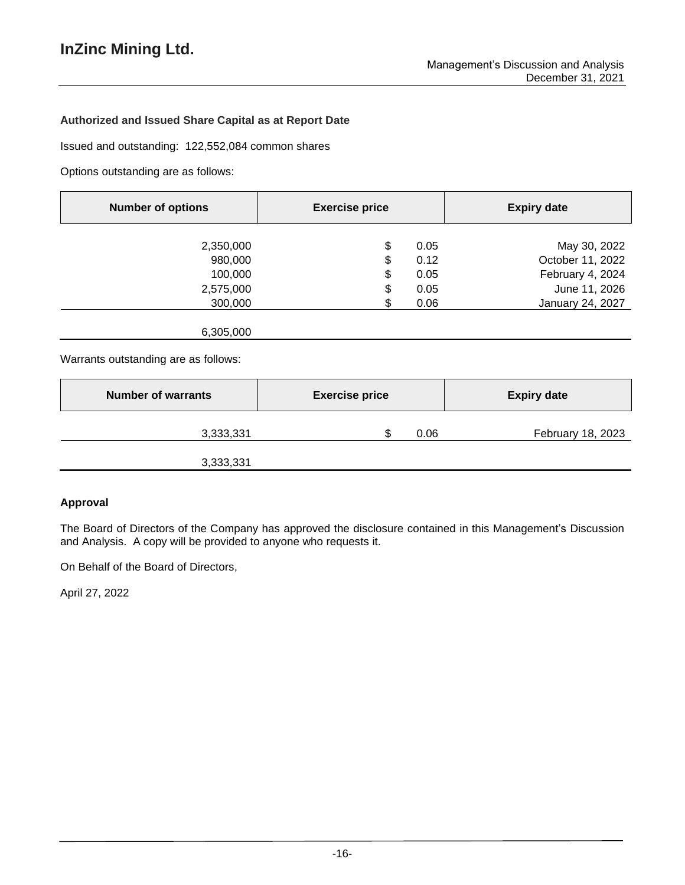#### Authorized and Issued Share Capital as at Report Date

Issued and outstanding: 122,552,084 common shares

Options outstanding are as follows:

| Number of options | Exercise price | Expiry date |
|---|---|---|
| 2,350,000 | $ 0.05 | May 30, 2022 |
| 980,000 | $ 0.12 | October 11, 2022 |
| 100,000 | $ 0.05 | February 4, 2024 |
| 2,575,000 | $ 0.05 | June 11, 2026 |
| 300,000 | $ 0.06 | January 24, 2027 |
| 6,305,000 | | |

Warrants outstanding are as follows:

| Number of warrants | Exercise price | Expiry date |
|---|---|---|
| 3,333,331 | $ 0.06 | February 18, 2023 |
| 3,333,331 | | |

#### Approval

The Board of Directors of the Company has approved the disclosure contained in this Management's Discussion and Analysis. A copy will be provided to anyone who requests it.

On Behalf of the Board of Directors,

April 27, 2022